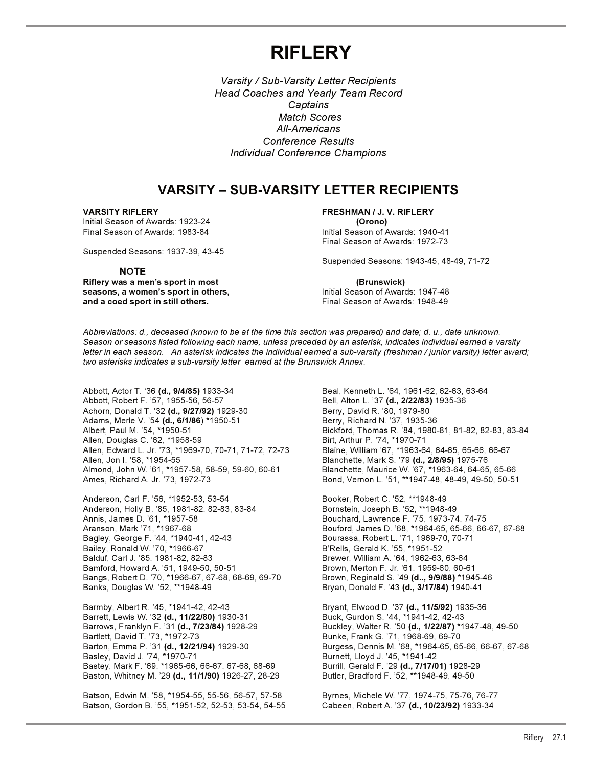# RIFLERY

*Varsity / Sub-Varsity Letter Recipients*
*Head Coaches and Yearly Team Record*
*Captains*
*Match Scores*
*All-Americans*
*Conference Results*
*Individual Conference Champions*

## VARSITY – SUB-VARSITY LETTER RECIPIENTS

**VARSITY RIFLERY**
Initial Season of Awards: 1923-24
Final Season of Awards: 1983-84

Suspended Seasons: 1937-39, 43-45

**NOTE**
**Riflery was a men's sport in most seasons, a women's sport in others, and a coed sport in still others.**

**FRESHMAN / J. V. RIFLERY**
**(Orono)**
Initial Season of Awards: 1940-41
Final Season of Awards: 1972-73

Suspended Seasons: 1943-45, 48-49, 71-72

**(Brunswick)**
Initial Season of Awards: 1947-48
Final Season of Awards: 1948-49

*Abbreviations: d., deceased (known to be at the time this section was prepared) and date; d. u., date unknown. Season or seasons listed following each name, unless preceded by an asterisk, indicates individual earned a varsity letter in each season. An asterisk indicates the individual earned a sub-varsity (freshman / junior varsity) letter award; two asterisks indicates a sub-varsity letter earned at the Brunswick Annex.*

Abbott, Actor T. '36 **(d., 9/4/85)** 1933-34
Abbott, Robert F. '57, 1955-56, 56-57
Achorn, Donald T. '32 **(d., 9/27/92)** 1929-30
Adams, Merle V. '54 **(d., 6/1/86)** *1950-51
Albert, Paul M. '54, *1950-51
Allen, Douglas C. '62, *1958-59
Allen, Edward L. Jr. '73, *1969-70, 70-71, 71-72, 72-73
Allen, Jon I. '58, *1954-55
Almond, John W. '61, *1957-58, 58-59, 59-60, 60-61
Ames, Richard A. Jr. '73, 1972-73

Anderson, Carl F. '56, *1952-53, 53-54
Anderson, Holly B. '85, 1981-82, 82-83, 83-84
Annis, James D. '61, *1957-58
Aranson, Mark '71, *1967-68
Bagley, George F. '44, *1940-41, 42-43
Bailey, Ronald W. '70, *1966-67
Balduf, Carl J. '85, 1981-82, 82-83
Bamford, Howard A. '51, 1949-50, 50-51
Bangs, Robert D. '70, *1966-67, 67-68, 68-69, 69-70
Banks, Douglas W. '52, **1948-49

Barmby, Albert R. '45, *1941-42, 42-43
Barrett, Lewis W. '32 **(d., 11/22/80)** 1930-31
Barrows, Franklyn F. '31 **(d., 7/23/84)** 1928-29
Bartlett, David T. '73, *1972-73
Barton, Emma P. '31 **(d., 12/21/94)** 1929-30
Basley, David J. '74, *1970-71
Bastey, Mark F. '69, *1965-66, 66-67, 67-68, 68-69
Baston, Whitney M. '29 **(d., 11/1/90)** 1926-27, 28-29

Batson, Edwin M. '58, *1954-55, 55-56, 56-57, 57-58
Batson, Gordon B. '55, *1951-52, 52-53, 53-54, 54-55

Beal, Kenneth L. '64, 1961-62, 62-63, 63-64
Bell, Alton L. '37 **(d., 2/22/83)** 1935-36
Berry, David R. '80, 1979-80
Berry, Richard N. '37, 1935-36
Bickford, Thomas R. '84, 1980-81, 81-82, 82-83, 83-84
Birt, Arthur P. '74, *1970-71
Blaine, William '67, *1963-64, 64-65, 65-66, 66-67
Blanchette, Mark S. '79 **(d., 2/8/95)** 1975-76
Blanchette, Maurice W. '67, *1963-64, 64-65, 65-66
Bond, Vernon L. '51, **1947-48, 48-49, 49-50, 50-51

Booker, Robert C. '52, **1948-49
Bornstein, Joseph B. '52, **1948-49
Bouchard, Lawrence F. '75, 1973-74, 74-75
Bouford, James D. '68, *1964-65, 65-66, 66-67, 67-68
Bourassa, Robert L. '71, 1969-70, 70-71
B'Rells, Gerald K. '55, *1951-52
Brewer, William A. '64, 1962-63, 63-64
Brown, Merton F. Jr. '61, 1959-60, 60-61
Brown, Reginald S. '49 **(d.., 9/9/88)** *1945-46
Bryan, Donald F. '43 **(d., 3/17/84)** 1940-41

Bryant, Elwood D. '37 **(d., 11/5/92)** 1935-36
Buck, Gurdon S. '44, *1941-42, 42-43
Buckley, Walter R. '50 **(d., 1/22/87)** *1947-48, 49-50
Bunke, Frank G. '71, 1968-69, 69-70
Burgess, Dennis M. '68, *1964-65, 65-66, 66-67, 67-68
Burnett, Lloyd J. '45, *1941-42
Burrill, Gerald F. '29 **(d., 7/17/01)** 1928-29
Butler, Bradford F. '52, **1948-49, 49-50

Byrnes, Michele W. '77, 1974-75, 75-76, 76-77
Cabeen, Robert A. '37 **(d., 10/23/92)** 1933-34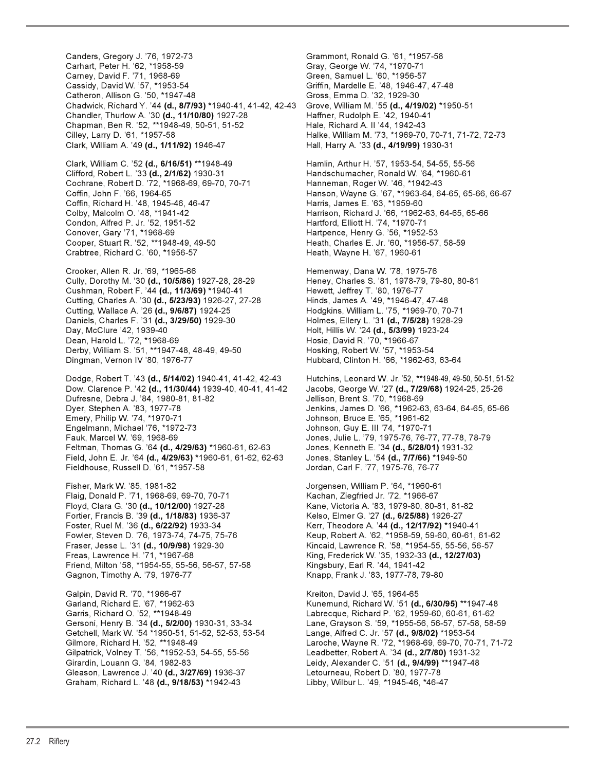Canders, Gregory J. '76, 1972-73
Carhart, Peter H. '62, *1958-59
Carney, David F. '71, 1968-69
Cassidy, David W. '57, *1953-54
Catheron, Allison G. '50, *1947-48
Chadwick, Richard Y. '44 **(d., 8/7/93)** *1940-41, 41-42, 42-43
Chandler, Thurlow A. '30 **(d., 11/10/80)** 1927-28
Chapman, Ben R. '52, **1948-49, 50-51, 51-52
Cilley, Larry D. '61, *1957-58
Clark, William A. '49 **(d., 1/11/92)** 1946-47

Clark, William C. '52 **(d., 6/16/51)** **1948-49
Clifford, Robert L. '33 **(d., 2/1/62)** 1930-31
Cochrane, Robert D. '72, *1968-69, 69-70, 70-71
Coffin, John F. '66, 1964-65
Coffin, Richard H. '48, 1945-46, 46-47
Colby, Malcolm O. '48, *1941-42
Condon, Alfred P. Jr. '52, 1951-52
Conover, Gary '71, *1968-69
Cooper, Stuart R. '52, **1948-49, 49-50
Crabtree, Richard C. '60, *1956-57

Crooker, Allen R. Jr. '69, *1965-66
Cully, Dorothy M. '30 **(d., 10/5/86)** 1927-28, 28-29
Cushman, Robert F. '44 **(d., 11/3/69)** *1940-41
Cutting, Charles A. '30 **(d., 5/23/93)** 1926-27, 27-28
Cutting, Wallace A. '26 **(d., 9/6/87)** 1924-25
Daniels, Charles F. '31 **(d., 3/29/50)** 1929-30
Day, McClure '42, 1939-40
Dean, Harold L. '72, *1968-69
Derby, William S. '51, **1947-48, 48-49, 49-50
Dingman, Vernon IV '80, 1976-77

Dodge, Robert T. '43 **(d., 5/14/02)** 1940-41, 41-42, 42-43
Dow, Clarence P. '42 **(d., 11/30/44)** 1939-40, 40-41, 41-42
Dufresne, Debra J. '84, 1980-81, 81-82
Dyer, Stephen A. '83, 1977-78
Emery, Philip W. '74, *1970-71
Engelmann, Michael '76, *1972-73
Fauk, Marcel W. '69, 1968-69
Feltman, Thomas G. '64 **(d., 4/29/63)** *1960-61, 62-63
Field, John E. Jr. '64 **(d., 4/29/63)** *1960-61, 61-62, 62-63
Fieldhouse, Russell D. '61, *1957-58

Fisher, Mark W. '85, 1981-82
Flaig, Donald P. '71, 1968-69, 69-70, 70-71
Floyd, Clara G. '30 **(d., 10/12/00)** 1927-28
Fortier, Francis B. '39 **(d., 1/18/83)** 1936-37
Foster, Ruel M. '36 **(d., 6/22/92)** 1933-34
Fowler, Steven D. '76, 1973-74, 74-75, 75-76
Fraser, Jesse L. '31 **(d., 10/9/98)** 1929-30
Freas, Lawrence H. '71, *1967-68
Friend, Milton '58, *1954-55, 55-56, 56-57, 57-58
Gagnon, Timothy A. '79, 1976-77

Galpin, David R. '70, *1966-67
Garland, Richard E. '67, *1962-63
Garris, Richard O. '52, **1948-49
Gersoni, Henry B. '34 **(d., 5/2/00)** 1930-31, 33-34
Getchell, Mark W. '54 *1950-51, 51-52, 52-53, 53-54
Gilmore, Richard H. '52, **1948-49
Gilpatrick, Volney T. '56, *1952-53, 54-55, 55-56
Girardin, Louann G. '84, 1982-83
Gleason, Lawrence J. '40 **(d., 3/27/69)** 1936-37
Graham, Richard L. '48 **(d., 9/18/53)** *1942-43

Grammont, Ronald G. '61, *1957-58
Gray, George W. '74, *1970-71
Green, Samuel L. '60, *1956-57
Griffin, Mardelle E. '48, 1946-47, 47-48
Gross, Emma D. '32, 1929-30
Grove, William M. '55 **(d., 4/19/02)** *1950-51
Haffner, Rudolph E. '42, 1940-41
Hale, Richard A. II '44, 1942-43
Halke, William M. '73, *1969-70, 70-71, 71-72, 72-73
Hall, Harry A. '33 **(d., 4/19/99)** 1930-31

Hamlin, Arthur H. '57, 1953-54, 54-55, 55-56
Handschumacher, Ronald W. '64, *1960-61
Hanneman, Roger W. '46, *1942-43
Hanson, Wayne G. '67, *1963-64, 64-65, 65-66, 66-67
Harris, James E. '63, *1959-60
Harrison, Richard J. '66, *1962-63, 64-65, 65-66
Hartford, Elliott H. '74, *1970-71
Hartpence, Henry G. '56, *1952-53
Heath, Charles E. Jr. '60, *1956-57, 58-59
Heath, Wayne H. '67, 1960-61

Hemenway, Dana W. '78, 1975-76
Heney, Charles S. '81, 1978-79, 79-80, 80-81
Hewett, Jeffrey T. '80, 1976-77
Hinds, James A. '49, *1946-47, 47-48
Hodgkins, William L. '75, *1969-70, 70-71
Holmes, Ellery L. '31 **(d., 7/5/28)** 1928-29
Holt, Hillis W. '24 **(d., 5/3/99)** 1923-24
Hosie, David R. '70, *1966-67
Hosking, Robert W. '57, *1953-54
Hubbard, Clinton H. '66, *1962-63, 63-64

Hutchins, Leonard W. Jr. '52, **1948-49, 49-50, 50-51, 51-52
Jacobs, George W. '27 **(d., 7/29/68)** 1924-25, 25-26
Jellison, Brent S. '70, *1968-69
Jenkins, James D. '66, *1962-63, 63-64, 64-65, 65-66
Johnson, Bruce E. '65, *1961-62
Johnson, Guy E. III '74, *1970-71
Jones, Julie L. '79, 1975-76, 76-77, 77-78, 78-79
Jones, Kenneth E. '34 **(d., 5/28/01)** 1931-32
Jones, Stanley L. '54 **(d., 7/7/66)** *1949-50
Jordan, Carl F. '77, 1975-76, 76-77

Jorgensen, William P. '64, *1960-61
Kachan, Ziegfried Jr. '72, *1966-67
Kane, Victoria A. '83, 1979-80, 80-81, 81-82
Kelso, Elmer G. '27 **(d., 6/25/88)** 1926-27
Kerr, Theodore A. '44 **(d., 12/17/92)** *1940-41
Keup, Robert A. '62, *1958-59, 59-60, 60-61, 61-62
Kincaid, Lawrence R. '58, *1954-55, 55-56, 56-57
King, Frederick W. '35, 1932-33 **(d., 12/27/03)**
Kingsbury, Earl R. '44, 1941-42
Knapp, Frank J. '83, 1977-78, 79-80

Kreiton, David J. '65, 1964-65
Kunemund, Richard W. '51 **(d., 6/30/95)** **1947-48
Labrecque, Richard P. '62, 1959-60, 60-61, 61-62
Lane, Grayson S. '59, *1955-56, 56-57, 57-58, 58-59
Lange, Alfred C. Jr. '57 **(d., 9/8/02)** *1953-54
Laroche, Wayne R. '72, *1968-69, 69-70, 70-71, 71-72
Leadbetter, Robert A. '34 **(d., 2/7/80)** 1931-32
Leidy, Alexander C. '51 **(d., 9/4/99)** **1947-48
Letourneau, Robert D. '80, 1977-78
Libby, Wilbur L. '49, *1945-46, *46-47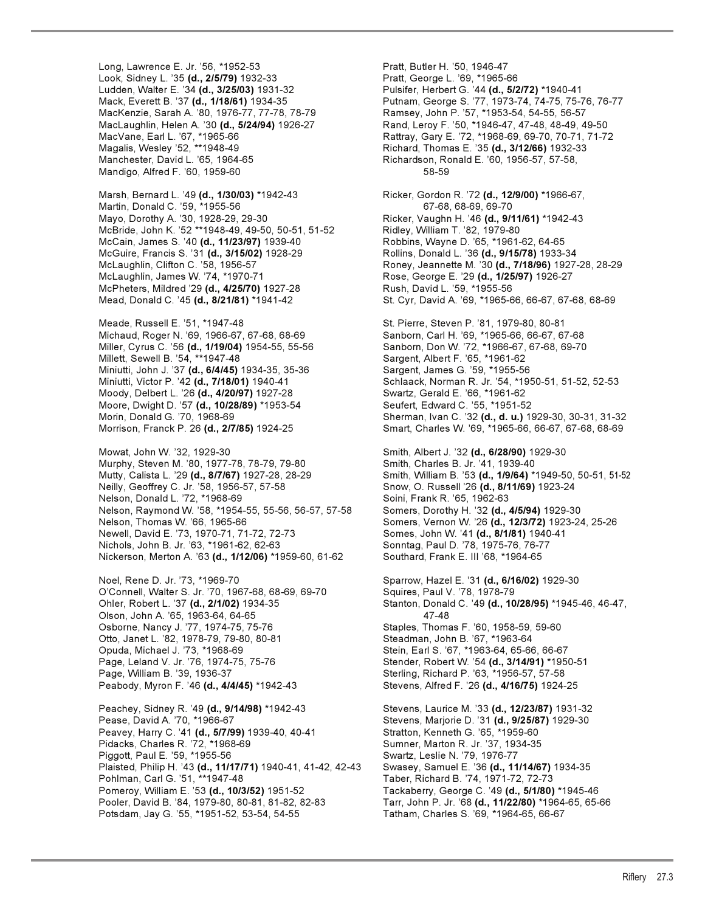Long, Lawrence E. Jr. '56, *1952-53
Look, Sidney L. '35 **(d., 2/5/79)** 1932-33
Ludden, Walter E. '34 **(d., 3/25/03)** 1931-32
Mack, Everett B. '37 **(d., 1/18/61)** 1934-35
MacKenzie, Sarah A. '80, 1976-77, 77-78, 78-79
MacLaughlin, Helen A. '30 **(d., 5/24/94)** 1926-27
MacVane, Earl L. '67, *1965-66
Magalis, Wesley '52, **1948-49
Manchester, David L. '65, 1964-65
Mandigo, Alfred F. '60, 1959-60

Marsh, Bernard L. '49 **(d., 1/30/03)** *1942-43
Martin, Donald C. '59, *1955-56
Mayo, Dorothy A. '30, 1928-29, 29-30
McBride, John K. '52 **1948-49, 49-50, 50-51, 51-52
McCain, James S. '40 **(d., 11/23/97)** 1939-40
McGuire, Francis S. '31 **(d., 3/15/02)** 1928-29
McLaughlin, Clifton C. '58, 1956-57
McLaughlin, James W. '74, *1970-71
McPheters, Mildred '29 **(d., 4/25/70)** 1927-28
Mead, Donald C. '45 **(d., 8/21/81)** *1941-42

Meade, Russell E. '51, *1947-48
Michaud, Roger N. '69, 1966-67, 67-68, 68-69
Miller, Cyrus C. '56 **(d., 1/19/04)** 1954-55, 55-56
Millett, Sewell B. '54, **1947-48
Miniutti, John J. '37 **(d., 6/4/45)** 1934-35, 35-36
Miniutti, Victor P. '42 **(d., 7/18/01)** 1940-41
Moody, Delbert L. '26 **(d., 4/20/97)** 1927-28
Moore, Dwight D. '57 **(d., 10/28/89)** *1953-54
Morin, Donald G. '70, 1968-69
Morrison, Franck P. 26 **(d., 2/7/85)** 1924-25

Mowat, John W. '32, 1929-30
Murphy, Steven M. '80, 1977-78, 78-79, 79-80
Mutty, Calista L. '29 **(d., 8/7/67)** 1927-28, 28-29
Neilly, Geoffrey C. Jr. '58, 1956-57, 57-58
Nelson, Donald L. '72, *1968-69
Nelson, Raymond W. '58, *1954-55, 55-56, 56-57, 57-58
Nelson, Thomas W. '66, 1965-66
Newell, David E. '73, 1970-71, 71-72, 72-73
Nichols, John B. Jr. '63, *1961-62, 62-63
Nickerson, Merton A. '63 **(d., 1/12/06)** *1959-60, 61-62

Noel, Rene D. Jr. '73, *1969-70
O'Connell, Walter S. Jr. '70, 1967-68, 68-69, 69-70
Ohler, Robert L. '37 **(d., 2/1/02)** 1934-35
Olson, John A. '65, 1963-64, 64-65
Osborne, Nancy J. '77, 1974-75, 75-76
Otto, Janet L. '82, 1978-79, 79-80, 80-81
Opuda, Michael J. '73, *1968-69
Page, Leland V. Jr. '76, 1974-75, 75-76
Page, William B. '39, 1936-37
Peabody, Myron F. '46 **(d., 4/4/45)** *1942-43

Peachey, Sidney R. '49 **(d., 9/14/98)** *1942-43
Pease, David A. '70, *1966-67
Peavey, Harry C. '41 **(d., 5/7/99)** 1939-40, 40-41
Pidacks, Charles R. '72, *1968-69
Piggott, Paul E. '59, *1955-56
Plaisted, Philip H. '43 **(d., 11/17/71)** 1940-41, 41-42, 42-43
Pohlman, Carl G. '51, **1947-48
Pomeroy, William E. '53 **(d., 10/3/52)** 1951-52
Pooler, David B. '84, 1979-80, 80-81, 81-82, 82-83
Potsdam, Jay G. '55, *1951-52, 53-54, 54-55

Pratt, Butler H. '50, 1946-47
Pratt, George L. '69, *1965-66
Pulsifer, Herbert G. '44 **(d., 5/2/72)** *1940-41
Putnam, George S. '77, 1973-74, 74-75, 75-76, 76-77
Ramsey, John P. '57, *1953-54, 54-55, 56-57
Rand, Leroy F. '50, *1946-47, 47-48, 48-49, 49-50
Rattray, Gary E. '72, *1968-69, 69-70, 70-71, 71-72
Richard, Thomas E. '35 **(d., 3/12/66)** 1932-33
Richardson, Ronald E. '60, 1956-57, 57-58, 58-59

Ricker, Gordon R. '72 **(d., 12/9/00)** *1966-67, 67-68, 68-69, 69-70
Ricker, Vaughn H. '46 **(d., 9/11/61)** *1942-43
Ridley, William T. '82, 1979-80
Robbins, Wayne D. '65, *1961-62, 64-65
Rollins, Donald L. '36 **(d., 9/15/78)** 1933-34
Roney, Jeannette M. '30 **(d., 7/18/96)** 1927-28, 28-29
Rose, George E. '29 **(d., 1/25/97)** 1926-27
Rush, David L. '59, *1955-56
St. Cyr, David A. '69, *1965-66, 66-67, 67-68, 68-69

St. Pierre, Steven P. '81, 1979-80, 80-81
Sanborn, Carl H. '69, *1965-66, 66-67, 67-68
Sanborn, Don W. '72, *1966-67, 67-68, 69-70
Sargent, Albert F. '65, *1961-62
Sargent, James G. '59, *1955-56
Schlaack, Norman R. Jr. '54, *1950-51, 51-52, 52-53
Swartz, Gerald E. '66, *1961-62
Seufert, Edward C. '55, *1951-52
Sherman, Ivan C. '32 **(d., d. u.)** 1929-30, 30-31, 31-32
Smart, Charles W. '69, *1965-66, 66-67, 67-68, 68-69

Smith, Albert J. '32 **(d., 6/28/90)** 1929-30
Smith, Charles B. Jr. '41, 1939-40
Smith, William B. '53 **(d., 1/9/64)** *1949-50, 50-51, 51-52
Snow, O. Russell '26 **(d., 8/11/69)** 1923-24
Soini, Frank R. '65, 1962-63
Somers, Dorothy H. '32 **(d., 4/5/94)** 1929-30
Somers, Vernon W. '26 **(d., 12/3/72)** 1923-24, 25-26
Somes, John W. '41 **(d., 8/1/81)** 1940-41
Sonntag, Paul D. '78, 1975-76, 76-77
Southard, Frank E. III '68, *1964-65

Sparrow, Hazel E. '31 **(d., 6/16/02)** 1929-30
Squires, Paul V. '78, 1978-79
Stanton, Donald C. '49 **(d., 10/28/95)** *1945-46, 46-47, 47-48
Staples, Thomas F. '60, 1958-59, 59-60
Steadman, John B. '67, *1963-64
Stein, Earl S. '67, *1963-64, 65-66, 66-67
Stender, Robert W. '54 **(d., 3/14/91)** *1950-51
Sterling, Richard P. '63, *1956-57, 57-58
Stevens, Alfred F. '26 **(d., 4/16/75)** 1924-25

Stevens, Laurice M. '33 **(d., 12/23/87)** 1931-32
Stevens, Marjorie D. '31 **(d., 9/25/87)** 1929-30
Stratton, Kenneth G. '65, *1959-60
Sumner, Marton R. Jr. '37, 1934-35
Swartz, Leslie N. '79, 1976-77
Swasey, Samuel E. '36 **(d., 11/14/67)** 1934-35
Taber, Richard B. '74, 1971-72, 72-73
Tackaberry, George C. '49 **(d., 5/1/80)** *1945-46
Tarr, John P. Jr. '68 **(d., 11/22/80)** *1964-65, 65-66
Tatham, Charles S. '69, *1964-65, 66-67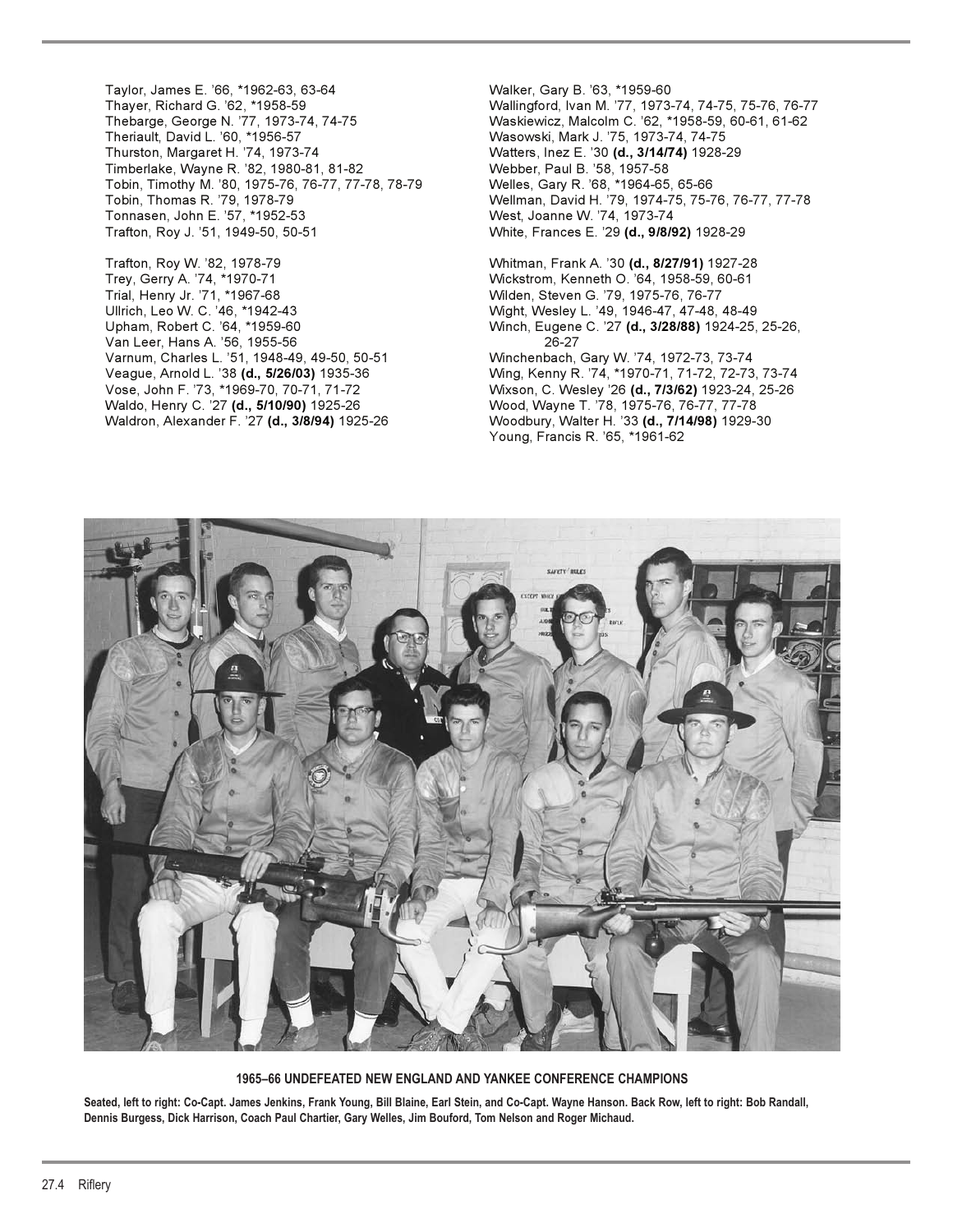Taylor, James E. '66, *1962-63, 63-64
Thayer, Richard G. '62, *1958-59
Thebarge, George N. '77, 1973-74, 74-75
Theriault, David L. '60, *1956-57
Thurston, Margaret H. '74, 1973-74
Timberlake, Wayne R. '82, 1980-81, 81-82
Tobin, Timothy M. '80, 1975-76, 76-77, 77-78, 78-79
Tobin, Thomas R. '79, 1978-79
Tonnasen, John E. '57, *1952-53
Trafton, Roy J. '51, 1949-50, 50-51

Trafton, Roy W. '82, 1978-79
Trey, Gerry A. '74, *1970-71
Trial, Henry Jr. '71, *1967-68
Ullrich, Leo W. C. '46, *1942-43
Upham, Robert C. '64, *1959-60
Van Leer, Hans A. '56, 1955-56
Varnum, Charles L. '51, 1948-49, 49-50, 50-51
Veague, Arnold L. '38 **(d., 5/26/03)** 1935-36
Vose, John F. '73, *1969-70, 70-71, 71-72
Waldo, Henry C. '27 **(d., 5/10/90)** 1925-26
Waldron, Alexander F. '27 **(d., 3/8/94)** 1925-26

Walker, Gary B. '63, *1959-60
Wallingford, Ivan M. '77, 1973-74, 74-75, 75-76, 76-77
Waskiewicz, Malcolm C. '62, *1958-59, 60-61, 61-62
Wasowski, Mark J. '75, 1973-74, 74-75
Watters, Inez E. '30 **(d., 3/14/74)** 1928-29
Webber, Paul B. '58, 1957-58
Welles, Gary R. '68, *1964-65, 65-66
Wellman, David H. '79, 1974-75, 75-76, 76-77, 77-78
West, Joanne W. '74, 1973-74
White, Frances E. '29 **(d., 9/8/92)** 1928-29

Whitman, Frank A. '30 **(d., 8/27/91)** 1927-28
Wickstrom, Kenneth O. '64, 1958-59, 60-61
Wilden, Steven G. '79, 1975-76, 76-77
Wight, Wesley L. '49, 1946-47, 47-48, 48-49
Winch, Eugene C. '27 **(d., 3/28/88)** 1924-25, 25-26, 26-27
Winchenbach, Gary W. '74, 1972-73, 73-74
Wing, Kenny R. '74, *1970-71, 71-72, 72-73, 73-74
Wixson, C. Wesley '26 **(d., 7/3/62)** 1923-24, 25-26
Wood, Wayne T. '78, 1975-76, 76-77, 77-78
Woodbury, Walter H. '33 **(d., 7/14/98)** 1929-30
Young, Francis R. '65, *1961-62

**1965–66 UNDEFEATED NEW ENGLAND AND YANKEE CONFERENCE CHAMPIONS**

**Seated, left to right: Co-Capt. James Jenkins, Frank Young, Bill Blaine, Earl Stein, and Co-Capt. Wayne Hanson. Back Row, left to right: Bob Randall, Dennis Burgess, Dick Harrison, Coach Paul Chartier, Gary Welles, Jim Bouford, Tom Nelson and Roger Michaud.**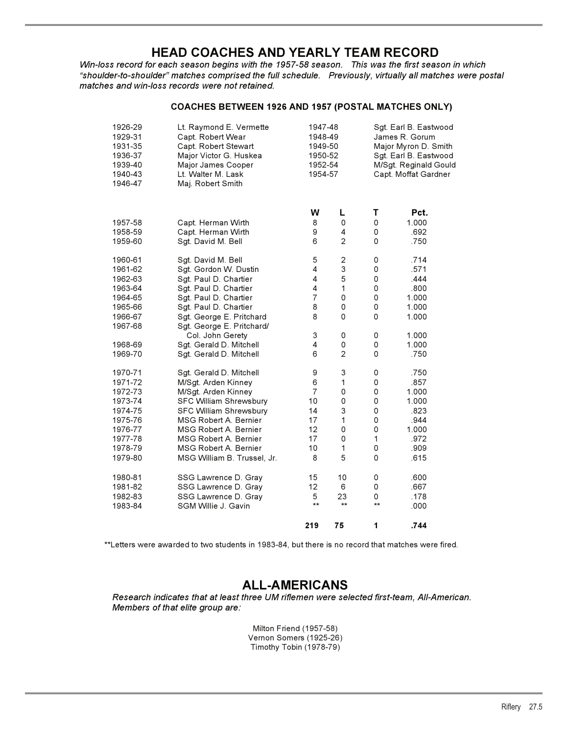# HEAD COACHES AND YEARLY TEAM RECORD

*Win-loss record for each season begins with the 1957-58 season. This was the first season in which "shoulder-to-shoulder" matches comprised the full schedule. Previously, virtually all matches were postal matches and win-loss records were not retained.*

### COACHES BETWEEN 1926 AND 1957 (POSTAL MATCHES ONLY)

| | | | |
|---|---|---|---|
| 1926-29 | Lt. Raymond E. Vermette | 1947-48 | Sgt. Earl B. Eastwood |
| 1929-31 | Capt. Robert Wear | 1948-49 | James R. Gorum |
| 1931-35 | Capt. Robert Stewart | 1949-50 | Major Myron D. Smith |
| 1936-37 | Major Victor G. Huskea | 1950-52 | Sgt. Earl B. Eastwood |
| 1939-40 | Major James Cooper | 1952-54 | M/Sgt. Reginald Gould |
| 1940-43 | Lt. Walter M. Lask | 1954-57 | Capt. Moffat Gardner |
| 1946-47 | Maj. Robert Smith | | |

| | | W | L | T | Pct. |
|---|---|---|---|---|---|
| 1957-58 | Capt. Herman Wirth | 8 | 0 | 0 | 1.000 |
| 1958-59 | Capt. Herman Wirth | 9 | 4 | 0 | .692 |
| 1959-60 | Sgt. David M. Bell | 6 | 2 | 0 | .750 |
| 1960-61 | Sgt. David M. Bell | 5 | 2 | 0 | .714 |
| 1961-62 | Sgt. Gordon W. Dustin | 4 | 3 | 0 | .571 |
| 1962-63 | Sgt. Paul D. Chartier | 4 | 5 | 0 | .444 |
| 1963-64 | Sgt. Paul D. Chartier | 4 | 1 | 0 | .800 |
| 1964-65 | Sgt. Paul D. Chartier | 7 | 0 | 0 | 1.000 |
| 1965-66 | Sgt. Paul D. Chartier | 8 | 0 | 0 | 1.000 |
| 1966-67 | Sgt. George E. Pritchard | 8 | 0 | 0 | 1.000 |
| 1967-68 | Sgt. George E. Pritchard/ Col. John Gerety | 3 | 0 | 0 | 1.000 |
| 1968-69 | Sgt. Gerald D. Mitchell | 4 | 0 | 0 | 1.000 |
| 1969-70 | Sgt. Gerald D. Mitchell | 6 | 2 | 0 | .750 |
| 1970-71 | Sgt. Gerald D. Mitchell | 9 | 3 | 0 | .750 |
| 1971-72 | M/Sgt. Arden Kinney | 6 | 1 | 0 | .857 |
| 1972-73 | M/Sgt. Arden Kinney | 7 | 0 | 0 | 1.000 |
| 1973-74 | SFC William Shrewsbury | 10 | 0 | 0 | 1.000 |
| 1974-75 | SFC William Shrewsbury | 14 | 3 | 0 | .823 |
| 1975-76 | MSG Robert A. Bernier | 17 | 1 | 0 | .944 |
| 1976-77 | MSG Robert A. Bernier | 12 | 0 | 0 | 1.000 |
| 1977-78 | MSG Robert A. Bernier | 17 | 0 | 1 | .972 |
| 1978-79 | MSG Robert A. Bernier | 10 | 1 | 0 | .909 |
| 1979-80 | MSG William B. Trussel, Jr. | 8 | 5 | 0 | .615 |
| 1980-81 | SSG Lawrence D. Gray | 15 | 10 | 0 | .600 |
| 1981-82 | SSG Lawrence D. Gray | 12 | 6 | 0 | .667 |
| 1982-83 | SSG Lawrence D. Gray | 5 | 23 | 0 | .178 |
| 1983-84 | SGM Willie J. Gavin | ** | ** | ** | .000 |
| | | **219** | **75** | **1** | **.744** |

**Letters were awarded to two students in 1983-84, but there is no record that matches were fired.

# ALL-AMERICANS

*Research indicates that at least three UM riflemen were selected first-team, All-American. Members of that elite group are:*

Milton Friend (1957-58)
Vernon Somers (1925-26)
Timothy Tobin (1978-79)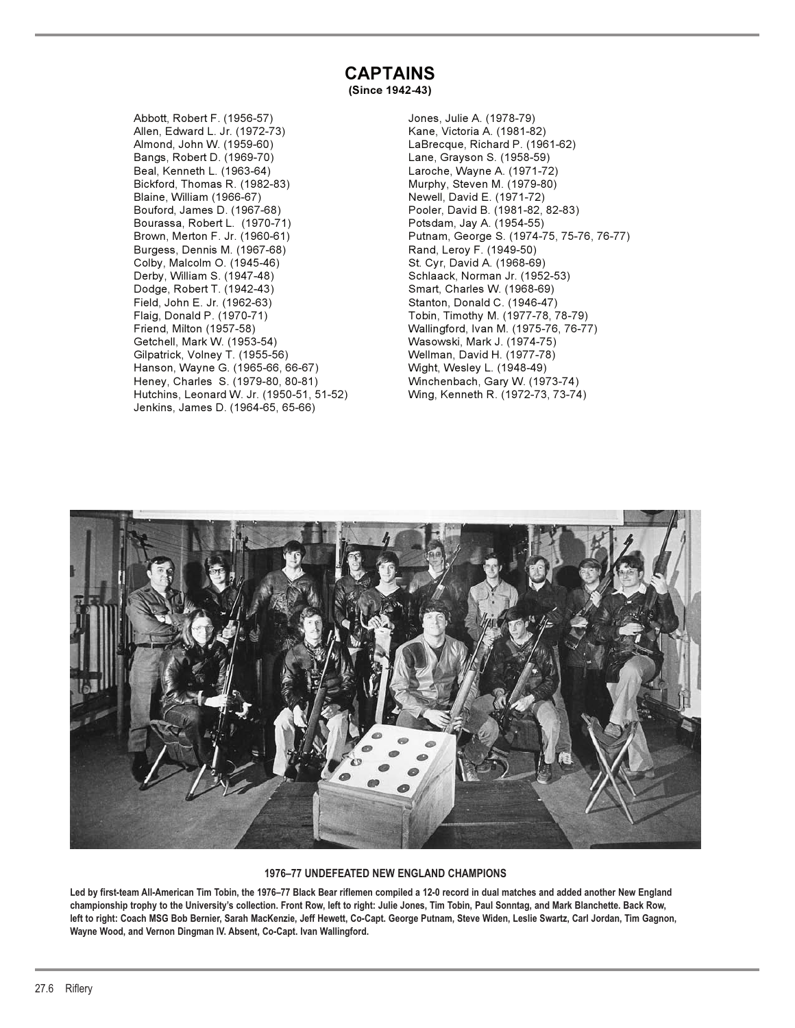## CAPTAINS

**(Since 1942-43)**

Abbott, Robert F. (1956-57)
Allen, Edward L. Jr. (1972-73)
Almond, John W. (1959-60)
Bangs, Robert D. (1969-70)
Beal, Kenneth L. (1963-64)
Bickford, Thomas R. (1982-83)
Blaine, William (1966-67)
Bouford, James D. (1967-68)
Bourassa, Robert L. (1970-71)
Brown, Merton F. Jr. (1960-61)
Burgess, Dennis M. (1967-68)
Colby, Malcolm O. (1945-46)
Derby, William S. (1947-48)
Dodge, Robert T. (1942-43)
Field, John E. Jr. (1962-63)
Flaig, Donald P. (1970-71)
Friend, Milton (1957-58)
Getchell, Mark W. (1953-54)
Gilpatrick, Volney T. (1955-56)
Hanson, Wayne G. (1965-66, 66-67)
Heney, Charles S. (1979-80, 80-81)
Hutchins, Leonard W. Jr. (1950-51, 51-52)
Jenkins, James D. (1964-65, 65-66)
Jones, Julie A. (1978-79)
Kane, Victoria A. (1981-82)
LaBrecque, Richard P. (1961-62)
Lane, Grayson S. (1958-59)
Laroche, Wayne A. (1971-72)
Murphy, Steven M. (1979-80)
Newell, David E. (1971-72)
Pooler, David B. (1981-82, 82-83)
Potsdam, Jay A. (1954-55)
Putnam, George S. (1974-75, 75-76, 76-77)
Rand, Leroy F. (1949-50)
St. Cyr, David A. (1968-69)
Schlaack, Norman Jr. (1952-53)
Smart, Charles W. (1968-69)
Stanton, Donald C. (1946-47)
Tobin, Timothy M. (1977-78, 78-79)
Wallingford, Ivan M. (1975-76, 76-77)
Wasowski, Mark J. (1974-75)
Wellman, David H. (1977-78)
Wight, Wesley L. (1948-49)
Winchenbach, Gary W. (1973-74)
Wing, Kenneth R. (1972-73, 73-74)

**1976–77 UNDEFEATED NEW ENGLAND CHAMPIONS**

**Led by first-team All-American Tim Tobin, the 1976–77 Black Bear riflemen compiled a 12-0 record in dual matches and added another New England championship trophy to the University's collection. Front Row, left to right: Julie Jones, Tim Tobin, Paul Sonntag, and Mark Blanchette. Back Row, left to right: Coach MSG Bob Bernier, Sarah MacKenzie, Jeff Hewett, Co-Capt. George Putnam, Steve Widen, Leslie Swartz, Carl Jordan, Tim Gagnon, Wayne Wood, and Vernon Dingman IV. Absent, Co-Capt. Ivan Wallingford.**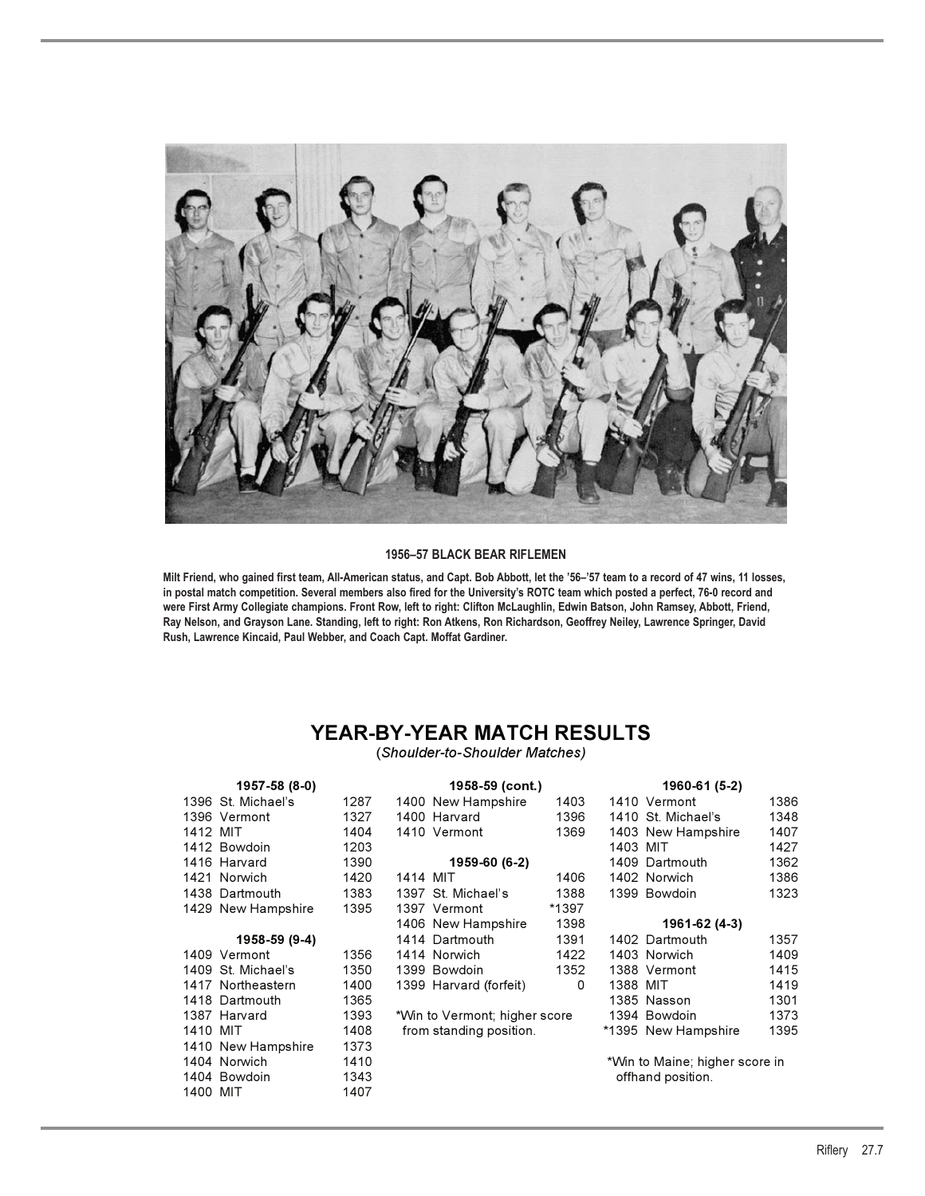**1956–57 BLACK BEAR RIFLEMEN**

**Milt Friend, who gained first team, All-American status, and Capt. Bob Abbott, let the '56–'57 team to a record of 47 wins, 11 losses, in postal match competition. Several members also fired for the University's ROTC team which posted a perfect, 76-0 record and were First Army Collegiate champions. Front Row, left to right: Clifton McLaughlin, Edwin Batson, John Ramsey, Abbott, Friend, Ray Nelson, and Grayson Lane. Standing, left to right: Ron Atkens, Ron Richardson, Geoffrey Neiley, Lawrence Springer, David Rush, Lawrence Kincaid, Paul Webber, and Coach Capt. Moffat Gardiner.**

## YEAR-BY-YEAR MATCH RESULTS

(*Shoulder-to-Shoulder Matches*)

**1957-58 (8-0)**

| Maine | Opponent | Score |
|---|---|---|
| 1396 | St. Michael's | 1287 |
| 1396 | Vermont | 1327 |
| 1412 | MIT | 1404 |
| 1412 | Bowdoin | 1203 |
| 1416 | Harvard | 1390 |
| 1421 | Norwich | 1420 |
| 1438 | Dartmouth | 1383 |
| 1429 | New Hampshire | 1395 |

**1958-59 (9-4)**

| Maine | Opponent | Score |
|---|---|---|
| 1409 | Vermont | 1356 |
| 1409 | St. Michael's | 1350 |
| 1417 | Northeastern | 1400 |
| 1418 | Dartmouth | 1365 |
| 1387 | Harvard | 1393 |
| 1410 | MIT | 1408 |
| 1410 | New Hampshire | 1373 |
| 1404 | Norwich | 1410 |
| 1404 | Bowdoin | 1343 |
| 1400 | MIT | 1407 |
| 1400 | New Hampshire | 1403 |
| 1400 | Harvard | 1396 |
| 1410 | Vermont | 1369 |

**1959-60 (6-2)**

| Maine | Opponent | Score |
|---|---|---|
| 1414 | MIT | 1406 |
| 1397 | St. Michael's | 1388 |
| 1397 | Vermont | *1397 |
| 1406 | New Hampshire | 1398 |
| 1414 | Dartmouth | 1391 |
| 1414 | Norwich | 1422 |
| 1399 | Bowdoin | 1352 |
| 1399 | Harvard (forfeit) | 0 |

*Win to Vermont; higher score from standing position.

**1960-61 (5-2)**

| Maine | Opponent | Score |
|---|---|---|
| 1410 | Vermont | 1386 |
| 1410 | St. Michael's | 1348 |
| 1403 | New Hampshire | 1407 |
| 1403 | MIT | 1427 |
| 1409 | Dartmouth | 1362 |
| 1402 | Norwich | 1386 |
| 1399 | Bowdoin | 1323 |

**1961-62 (4-3)**

| Maine | Opponent | Score |
|---|---|---|
| 1402 | Dartmouth | 1357 |
| 1403 | Norwich | 1409 |
| 1388 | Vermont | 1415 |
| 1388 | MIT | 1419 |
| 1385 | Nasson | 1301 |
| 1394 | Bowdoin | 1373 |
| *1395 | New Hampshire | 1395 |

*Win to Maine; higher score in offhand position.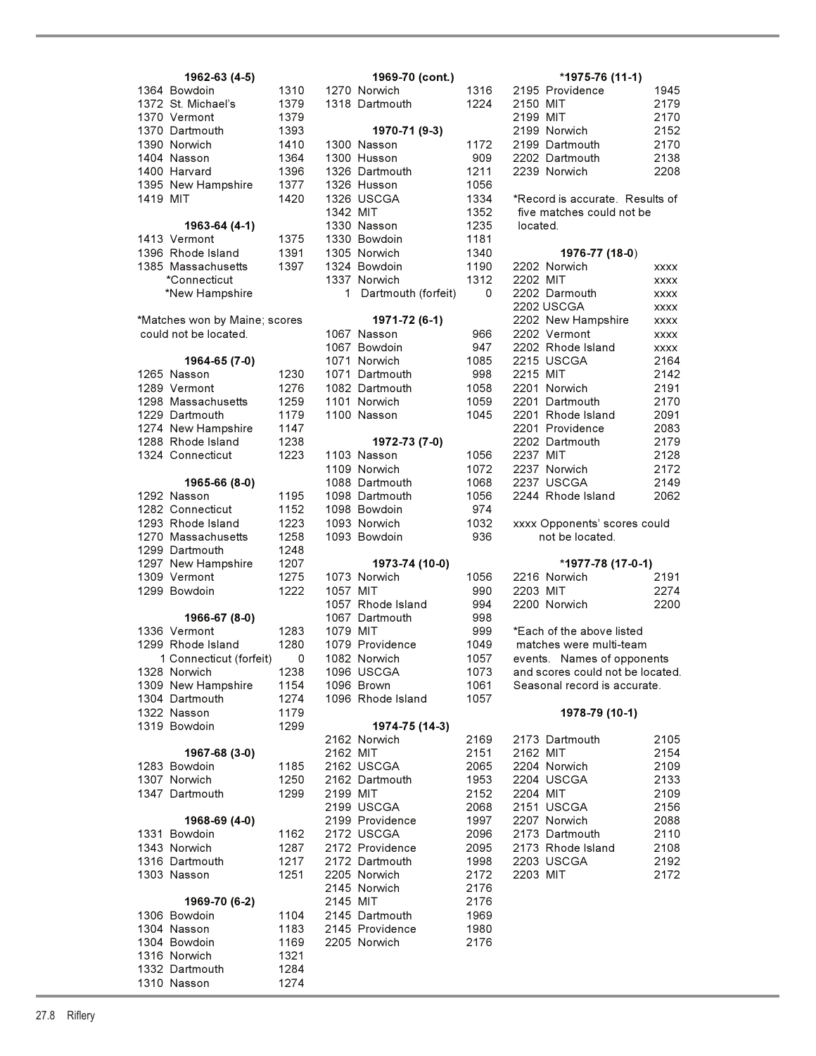**1962-63 (4-5)**

| Maine | Opponent | Score |
|---|---|---|
| 1364 | Bowdoin | 1310 |
| 1372 | St. Michael's | 1379 |
| 1370 | Vermont | 1379 |
| 1370 | Dartmouth | 1393 |
| 1390 | Norwich | 1410 |
| 1404 | Nasson | 1364 |
| 1400 | Harvard | 1396 |
| 1395 | New Hampshire | 1377 |
| 1419 | MIT | 1420 |

**1963-64 (4-1)**

| Maine | Opponent | Score |
|---|---|---|
| 1413 | Vermont | 1375 |
| 1396 | Rhode Island | 1391 |
| 1385 | Massachusetts | 1397 |
| | *Connecticut | |
| | *New Hampshire | |

*Matches won by Maine; scores could not be located.

**1964-65 (7-0)**

| Maine | Opponent | Score |
|---|---|---|
| 1265 | Nasson | 1230 |
| 1289 | Vermont | 1276 |
| 1298 | Massachusetts | 1259 |
| 1229 | Dartmouth | 1179 |
| 1274 | New Hampshire | 1147 |
| 1288 | Rhode Island | 1238 |
| 1324 | Connecticut | 1223 |

**1965-66 (8-0)**

| Maine | Opponent | Score |
|---|---|---|
| 1292 | Nasson | 1195 |
| 1282 | Connecticut | 1152 |
| 1293 | Rhode Island | 1223 |
| 1270 | Massachusetts | 1258 |
| 1299 | Dartmouth | 1248 |
| 1297 | New Hampshire | 1207 |
| 1309 | Vermont | 1275 |
| 1299 | Bowdoin | 1222 |

**1966-67 (8-0)**

| Maine | Opponent | Score |
|---|---|---|
| 1336 | Vermont | 1283 |
| 1299 | Rhode Island | 1280 |
| 1 | Connecticut (forfeit) | 0 |
| 1328 | Norwich | 1238 |
| 1309 | New Hampshire | 1154 |
| 1304 | Dartmouth | 1274 |
| 1322 | Nasson | 1179 |
| 1319 | Bowdoin | 1299 |

**1967-68 (3-0)**

| Maine | Opponent | Score |
|---|---|---|
| 1283 | Bowdoin | 1185 |
| 1307 | Norwich | 1250 |
| 1347 | Dartmouth | 1299 |

**1968-69 (4-0)**

| Maine | Opponent | Score |
|---|---|---|
| 1331 | Bowdoin | 1162 |
| 1343 | Norwich | 1287 |
| 1316 | Dartmouth | 1217 |
| 1303 | Nasson | 1251 |

**1969-70 (6-2)**

| Maine | Opponent | Score |
|---|---|---|
| 1306 | Bowdoin | 1104 |
| 1304 | Nasson | 1183 |
| 1304 | Bowdoin | 1169 |
| 1316 | Norwich | 1321 |
| 1332 | Dartmouth | 1284 |
| 1310 | Nasson | 1274 |
| 1270 | Norwich | 1316 |
| 1318 | Dartmouth | 1224 |

**1970-71 (9-3)**

| Maine | Opponent | Score |
|---|---|---|
| 1300 | Nasson | 1172 |
| 1300 | Husson | 909 |
| 1326 | Dartmouth | 1211 |
| 1326 | Husson | 1056 |
| 1326 | USCGA | 1334 |
| 1342 | MIT | 1352 |
| 1330 | Nasson | 1235 |
| 1330 | Bowdoin | 1181 |
| 1305 | Norwich | 1340 |
| 1324 | Bowdoin | 1190 |
| 1337 | Norwich | 1312 |
| 1 | Dartmouth (forfeit) | 0 |

**1971-72 (6-1)**

| Maine | Opponent | Score |
|---|---|---|
| 1067 | Nasson | 966 |
| 1067 | Bowdoin | 947 |
| 1071 | Norwich | 1085 |
| 1071 | Dartmouth | 998 |
| 1082 | Dartmouth | 1058 |
| 1101 | Norwich | 1059 |
| 1100 | Nasson | 1045 |

**1972-73 (7-0)**

| Maine | Opponent | Score |
|---|---|---|
| 1103 | Nasson | 1056 |
| 1109 | Norwich | 1072 |
| 1088 | Dartmouth | 1068 |
| 1098 | Dartmouth | 1056 |
| 1098 | Bowdoin | 974 |
| 1093 | Norwich | 1032 |
| 1093 | Bowdoin | 936 |

**1973-74 (10-0)**

| Maine | Opponent | Score |
|---|---|---|
| 1073 | Norwich | 1056 |
| 1057 | MIT | 990 |
| 1057 | Rhode Island | 994 |
| 1067 | Dartmouth | 998 |
| 1079 | MIT | 999 |
| 1079 | Providence | 1049 |
| 1082 | Norwich | 1057 |
| 1096 | USCGA | 1073 |
| 1096 | Brown | 1061 |
| 1096 | Rhode Island | 1057 |

**1974-75 (14-3)**

| Maine | Opponent | Score |
|---|---|---|
| 2162 | Norwich | 2169 |
| 2162 | MIT | 2151 |
| 2162 | USCGA | 2065 |
| 2162 | Dartmouth | 1953 |
| 2199 | MIT | 2152 |
| 2199 | USCGA | 2068 |
| 2199 | Providence | 1997 |
| 2172 | USCGA | 2096 |
| 2172 | Providence | 2095 |
| 2172 | Dartmouth | 1998 |
| 2205 | Norwich | 2172 |
| 2145 | Norwich | 2176 |
| 2145 | MIT | 2176 |
| 2145 | Dartmouth | 1969 |
| 2145 | Providence | 1980 |
| 2205 | Norwich | 2176 |

***1975-76 (11-1)**

| Maine | Opponent | Score |
|---|---|---|
| 2195 | Providence | 1945 |
| 2150 | MIT | 2179 |
| 2199 | MIT | 2170 |
| 2199 | Norwich | 2152 |
| 2199 | Dartmouth | 2170 |
| 2202 | Dartmouth | 2138 |
| 2239 | Norwich | 2208 |

*Record is accurate. Results of five matches could not be located.

**1976-77 (18-0)**

| Maine | Opponent | Score |
|---|---|---|
| 2202 | Norwich | xxxx |
| 2202 | MIT | xxxx |
| 2202 | Darmouth | xxxx |
| 2202 | USCGA | xxxx |
| 2202 | New Hampshire | xxxx |
| 2202 | Vermont | xxxx |
| 2202 | Rhode Island | xxxx |
| 2215 | USCGA | 2164 |
| 2215 | MIT | 2142 |
| 2201 | Norwich | 2191 |
| 2201 | Dartmouth | 2170 |
| 2201 | Rhode Island | 2091 |
| 2201 | Providence | 2083 |
| 2202 | Dartmouth | 2179 |
| 2237 | MIT | 2128 |
| 2237 | Norwich | 2172 |
| 2237 | USCGA | 2149 |
| 2244 | Rhode Island | 2062 |

xxxx Opponents' scores could not be located.

***1977-78 (17-0-1)**

| Maine | Opponent | Score |
|---|---|---|
| 2216 | Norwich | 2191 |
| 2203 | MIT | 2274 |
| 2200 | Norwich | 2200 |

*Each of the above listed matches were multi-team events. Names of opponents and scores could not be located. Seasonal record is accurate.

**1978-79 (10-1)**

| Maine | Opponent | Score |
|---|---|---|
| 2173 | Dartmouth | 2105 |
| 2162 | MIT | 2154 |
| 2204 | Norwich | 2109 |
| 2204 | USCGA | 2133 |
| 2204 | MIT | 2109 |
| 2151 | USCGA | 2156 |
| 2207 | Norwich | 2088 |
| 2173 | Dartmouth | 2110 |
| 2173 | Rhode Island | 2108 |
| 2203 | USCGA | 2192 |
| 2203 | MIT | 2172 |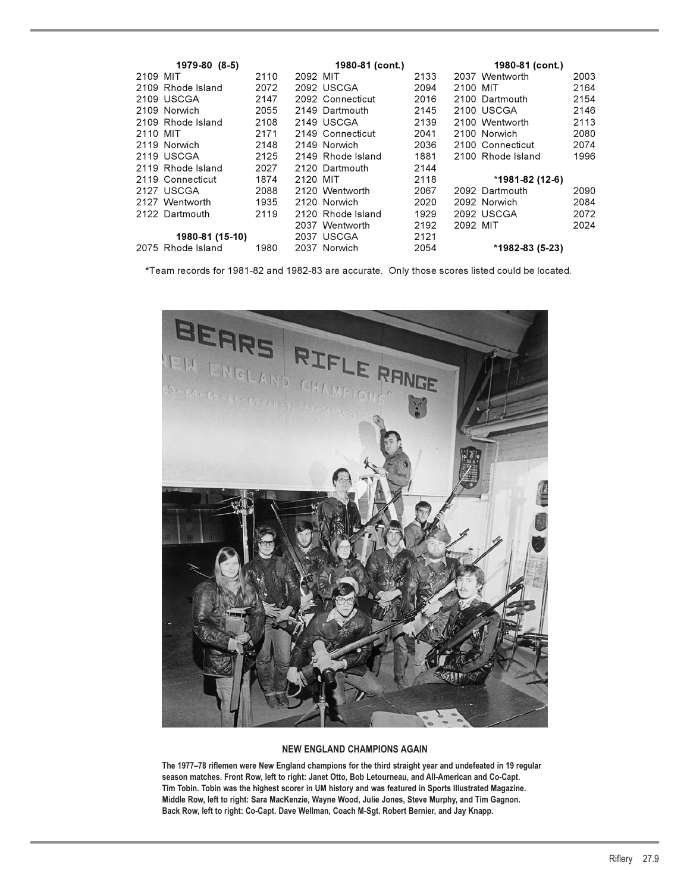**1979-80 (8-5)**

| | | |
|---|---|---|
| 2109 | MIT | 2110 |
| 2109 | Rhode Island | 2072 |
| 2109 | USCGA | 2147 |
| 2109 | Norwich | 2055 |
| 2109 | Rhode Island | 2108 |
| 2110 | MIT | 2171 |
| 2119 | Norwich | 2148 |
| 2119 | USCGA | 2125 |
| 2119 | Rhode Island | 2027 |
| 2119 | Connecticut | 1874 |
| 2127 | USCGA | 2088 |
| 2127 | Wentworth | 1935 |
| 2122 | Dartmouth | 2119 |

**1980-81 (15-10)**

| | | |
|---|---|---|
| 2075 | Rhode Island | 1980 |
| 2092 | MIT | 2133 |
| 2092 | USCGA | 2094 |
| 2092 | Connecticut | 2016 |
| 2149 | Dartmouth | 2145 |
| 2149 | USCGA | 2139 |
| 2149 | Connecticut | 2041 |
| 2149 | Norwich | 2036 |
| 2149 | Rhode Island | 1881 |
| 2120 | Dartmouth | 2144 |
| 2120 | MIT | 2118 |
| 2120 | Wentworth | 2067 |
| 2120 | Norwich | 2020 |
| 2120 | Rhode Island | 1929 |
| 2037 | Wentworth | 2192 |
| 2037 | USCGA | 2121 |
| 2037 | Norwich | 2054 |
| 2037 | Wentworth | 2003 |
| 2100 | MIT | 2164 |
| 2100 | Dartmouth | 2154 |
| 2100 | USCGA | 2146 |
| 2100 | Wentworth | 2113 |
| 2100 | Norwich | 2080 |
| 2100 | Connecticut | 2074 |
| 2100 | Rhode Island | 1996 |

***1981-82 (12-6)**

| | | |
|---|---|---|
| 2092 | Dartmouth | 2090 |
| 2092 | Norwich | 2084 |
| 2092 | USCGA | 2072 |
| 2092 | MIT | 2024 |

***1982-83 (5-23)**

*Team records for 1981-82 and 1982-83 are accurate. Only those scores listed could be located.

**NEW ENGLAND CHAMPIONS AGAIN**

**The 1977–78 riflemen were New England champions for the third straight year and undefeated in 19 regular season matches. Front Row, left to right: Janet Otto, Bob Letourneau, and All-American and Co-Capt. Tim Tobin. Tobin was the highest scorer in UM history and was featured in Sports Illustrated Magazine. Middle Row, left to right: Sara MacKenzie, Wayne Wood, Julie Jones, Steve Murphy, and Tim Gagnon. Back Row, left to right: Co-Capt. Dave Wellman, Coach M-Sgt. Robert Bernier, and Jay Knapp.**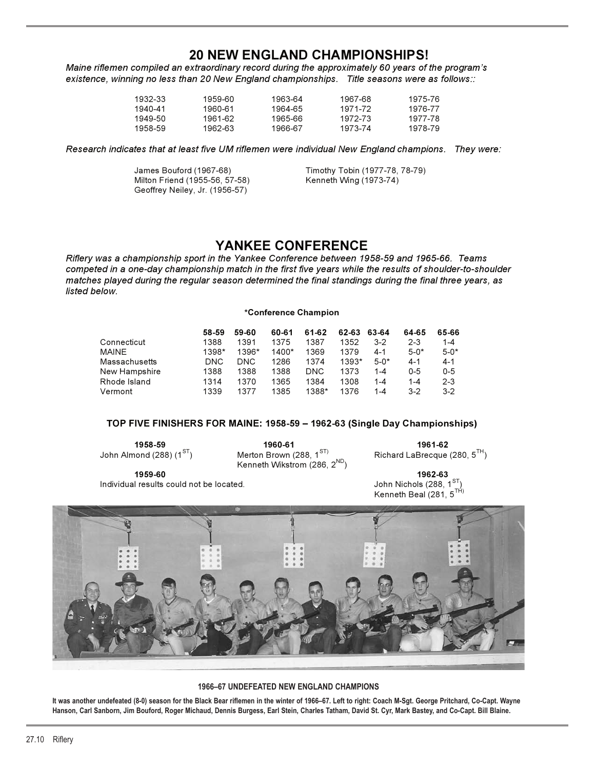## 20 NEW ENGLAND CHAMPIONSHIPS!

*Maine riflemen compiled an extraordinary record during the approximately 60 years of the program's existence, winning no less than 20 New England championships. Title seasons were as follows::*

| | | | | |
|---|---|---|---|---|
| 1932-33 | 1959-60 | 1963-64 | 1967-68 | 1975-76 |
| 1940-41 | 1960-61 | 1964-65 | 1971-72 | 1976-77 |
| 1949-50 | 1961-62 | 1965-66 | 1972-73 | 1977-78 |
| 1958-59 | 1962-63 | 1966-67 | 1973-74 | 1978-79 |

*Research indicates that at least five UM riflemen were individual New England champions. They were:*

- James Bouford (1967-68)
- Milton Friend (1955-56, 57-58)
- Geoffrey Neiley, Jr. (1956-57)
- Timothy Tobin (1977-78, 78-79)
- Kenneth Wing (1973-74)

## YANKEE CONFERENCE

*Riflery was a championship sport in the Yankee Conference between 1958-59 and 1965-66. Teams competed in a one-day championship match in the first five years while the results of shoulder-to-shoulder matches played during the regular season determined the final standings during the final three years, as listed below.*

**\*Conference Champion**

| | 58-59 | 59-60 | 60-61 | 61-62 | 62-63 | 63-64 | 64-65 | 65-66 |
|---|---|---|---|---|---|---|---|---|
| Connecticut | 1388 | 1391 | 1375 | 1387 | 1352 | 3-2 | 2-3 | 1-4 |
| MAINE | 1398* | 1396* | 1400* | 1369 | 1379 | 4-1 | 5-0* | 5-0* |
| Massachusetts | DNC | DNC | 1286 | 1374 | 1393* | 5-0* | 4-1 | 4-1 |
| New Hampshire | 1388 | 1388 | 1388 | DNC | 1373 | 1-4 | 0-5 | 0-5 |
| Rhode Island | 1314 | 1370 | 1365 | 1384 | 1308 | 1-4 | 1-4 | 2-3 |
| Vermont | 1339 | 1377 | 1385 | 1388* | 1376 | 1-4 | 3-2 | 3-2 |

### TOP FIVE FINISHERS FOR MAINE: 1958-59 – 1962-63 (Single Day Championships)

**1958-59**
John Almond (288) (1st)

**1959-60**
Individual results could not be located.

**1960-61**
Merton Brown (288, 1st)
Kenneth Wikstrom (286, 2nd)

**1961-62**
Richard LaBrecque (280, 5th)

**1962-63**
John Nichols (288, 1st)
Kenneth Beal (281, 5th)

**1966–67 UNDEFEATED NEW ENGLAND CHAMPIONS**

**It was another undefeated (8-0) season for the Black Bear riflemen in the winter of 1966–67. Left to right: Coach M-Sgt. George Pritchard, Co-Capt. Wayne Hanson, Carl Sanborn, Jim Bouford, Roger Michaud, Dennis Burgess, Earl Stein, Charles Tatham, David St. Cyr, Mark Bastey, and Co-Capt. Bill Blaine.**